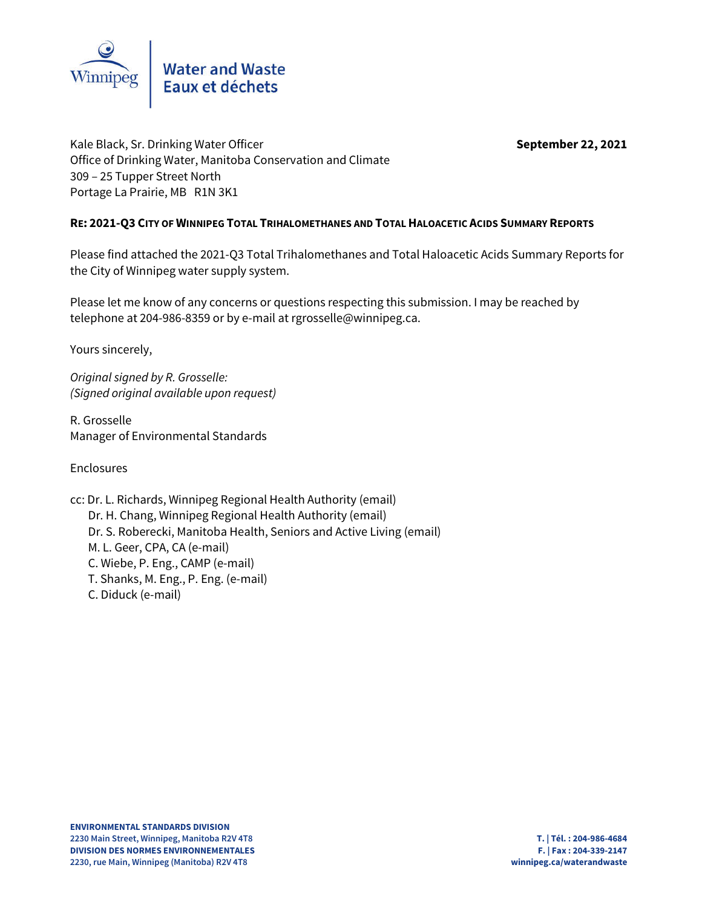Water and Waste
Eaux et déchets

Kale Black, Sr. Drinking Water Officer
Office of Drinking Water, Manitoba Conservation and Climate
309 – 25 Tupper Street North
Portage La Prairie, MB R1N 3K1

**September 22, 2021**

**RE: 2021-Q3 CITY OF WINNIPEG TOTAL TRIHALOMETHANES AND TOTAL HALOACETIC ACIDS SUMMARY REPORTS**

Please find attached the 2021-Q3 Total Trihalomethanes and Total Haloacetic Acids Summary Reports for the City of Winnipeg water supply system.

Please let me know of any concerns or questions respecting this submission. I may be reached by telephone at 204-986-8359 or by e-mail at rgrosselle@winnipeg.ca.

Yours sincerely,

*Original signed by R. Grosselle:*
*(Signed original available upon request)*

R. Grosselle
Manager of Environmental Standards

Enclosures

cc: Dr. L. Richards, Winnipeg Regional Health Authority (email)
Dr. H. Chang, Winnipeg Regional Health Authority (email)
Dr. S. Roberecki, Manitoba Health, Seniors and Active Living (email)
M. L. Geer, CPA, CA (e-mail)
C. Wiebe, P. Eng., CAMP (e-mail)
T. Shanks, M. Eng., P. Eng. (e-mail)
C. Diduck (e-mail)

**ENVIRONMENTAL STANDARDS DIVISION**
**2230 Main Street, Winnipeg, Manitoba R2V 4T8**
**DIVISION DES NORMES ENVIRONNEMENTALES**
**2230, rue Main, Winnipeg (Manitoba) R2V 4T8**

**T. | Tél. : 204-986-4684**
**F. | Fax : 204-339-2147**
**winnipeg.ca/waterandwaste**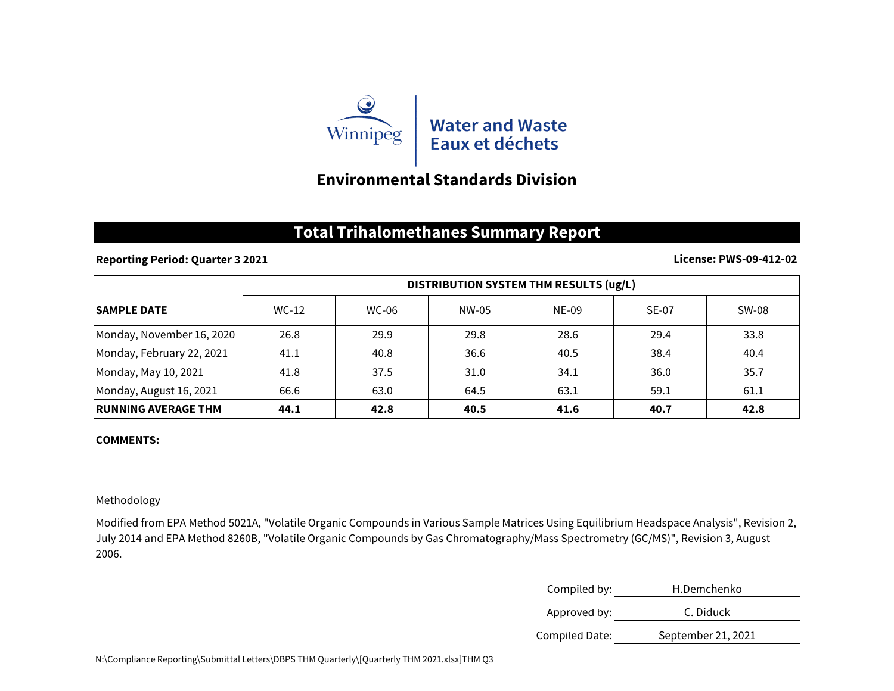Winnipeg | Water and Waste
Eaux et déchets

## Environmental Standards Division

# Total Trihalomethanes Summary Report

**Reporting Period: Quarter 3 2021** **License: PWS-09-412-02**

| SAMPLE DATE | DISTRIBUTION SYSTEM THM RESULTS (ug/L) | | | | | |
|---|---|---|---|---|---|---|
| | WC-12 | WC-06 | NW-05 | NE-09 | SE-07 | SW-08 |
| Monday, November 16, 2020 | 26.8 | 29.9 | 29.8 | 28.6 | 29.4 | 33.8 |
| Monday, February 22, 2021 | 41.1 | 40.8 | 36.6 | 40.5 | 38.4 | 40.4 |
| Monday, May 10, 2021 | 41.8 | 37.5 | 31.0 | 34.1 | 36.0 | 35.7 |
| Monday, August 16, 2021 | 66.6 | 63.0 | 64.5 | 63.1 | 59.1 | 61.1 |
| **RUNNING AVERAGE THM** | **44.1** | **42.8** | **40.5** | **41.6** | **40.7** | **42.8** |

**COMMENTS:**

Methodology

Modified from EPA Method 5021A, "Volatile Organic Compounds in Various Sample Matrices Using Equilibrium Headspace Analysis", Revision 2, July 2014 and EPA Method 8260B, "Volatile Organic Compounds by Gas Chromatography/Mass Spectrometry (GC/MS)", Revision 3, August 2006.

Compiled by: H.Demchenko

Approved by: C. Diduck

Compiled Date: September 21, 2021

N:\Compliance Reporting\Submittal Letters\DBPS THM Quarterly\[Quarterly THM 2021.xlsx]THM Q3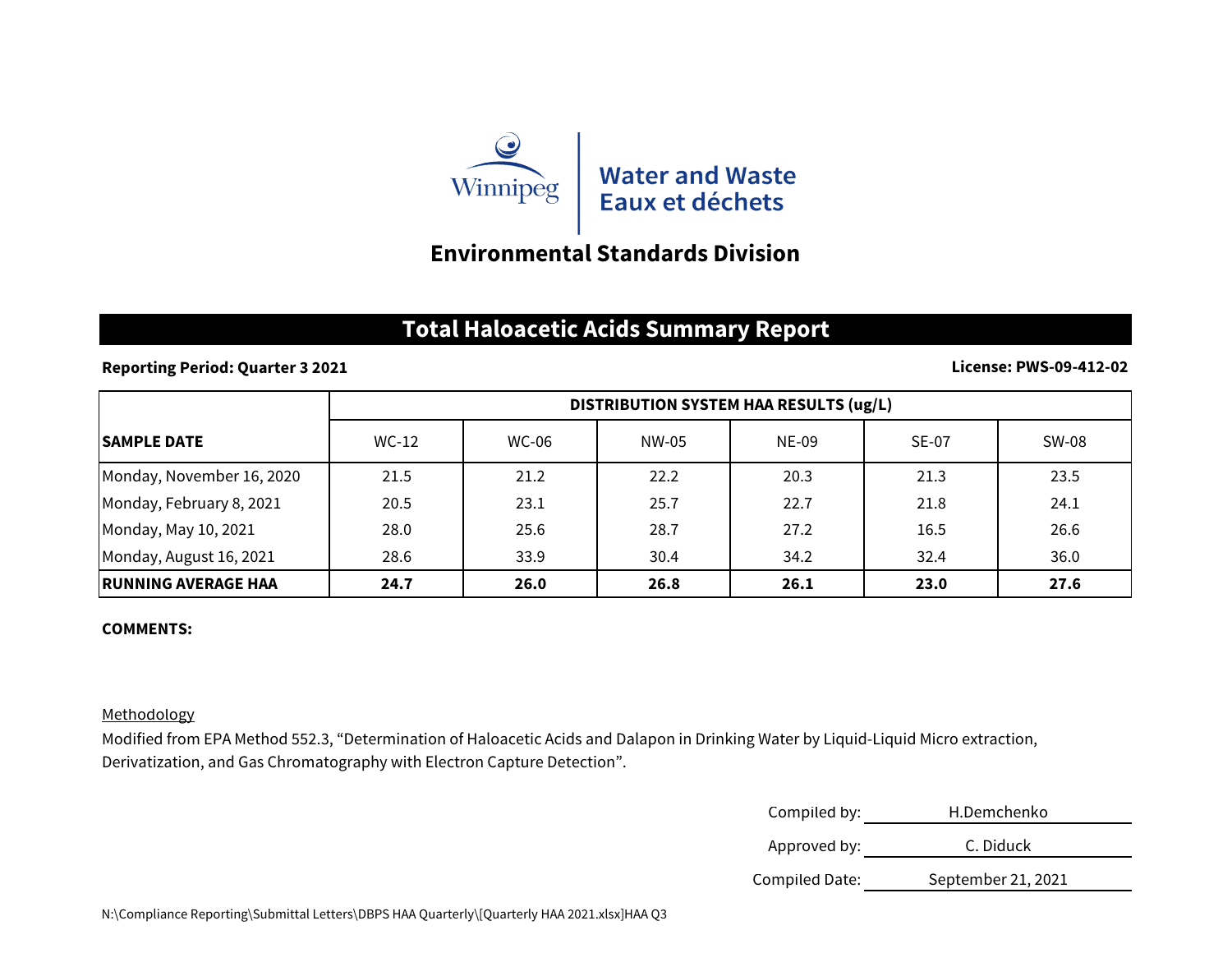Winnipeg

Water and Waste
Eaux et déchets

## Environmental Standards Division

# Total Haloacetic Acids Summary Report

**Reporting Period: Quarter 3 2021** **License: PWS-09-412-02**

| SAMPLE DATE | DISTRIBUTION SYSTEM HAA RESULTS (ug/L) | | | | | |
|---|---|---|---|---|---|---|
| | WC-12 | WC-06 | NW-05 | NE-09 | SE-07 | SW-08 |
| Monday, November 16, 2020 | 21.5 | 21.2 | 22.2 | 20.3 | 21.3 | 23.5 |
| Monday, February 8, 2021 | 20.5 | 23.1 | 25.7 | 22.7 | 21.8 | 24.1 |
| Monday, May 10, 2021 | 28.0 | 25.6 | 28.7 | 27.2 | 16.5 | 26.6 |
| Monday, August 16, 2021 | 28.6 | 33.9 | 30.4 | 34.2 | 32.4 | 36.0 |
| **RUNNING AVERAGE HAA** | **24.7** | **26.0** | **26.8** | **26.1** | **23.0** | **27.6** |

**COMMENTS:**

Methodology

Modified from EPA Method 552.3, “Determination of Haloacetic Acids and Dalapon in Drinking Water by Liquid-Liquid Micro extraction, Derivatization, and Gas Chromatography with Electron Capture Detection”.

Compiled by: H.Demchenko

Approved by: C. Diduck

Compiled Date: September 21, 2021

N:\Compliance Reporting\Submittal Letters\DBPS HAA Quarterly\[Quarterly HAA 2021.xlsx]HAA Q3